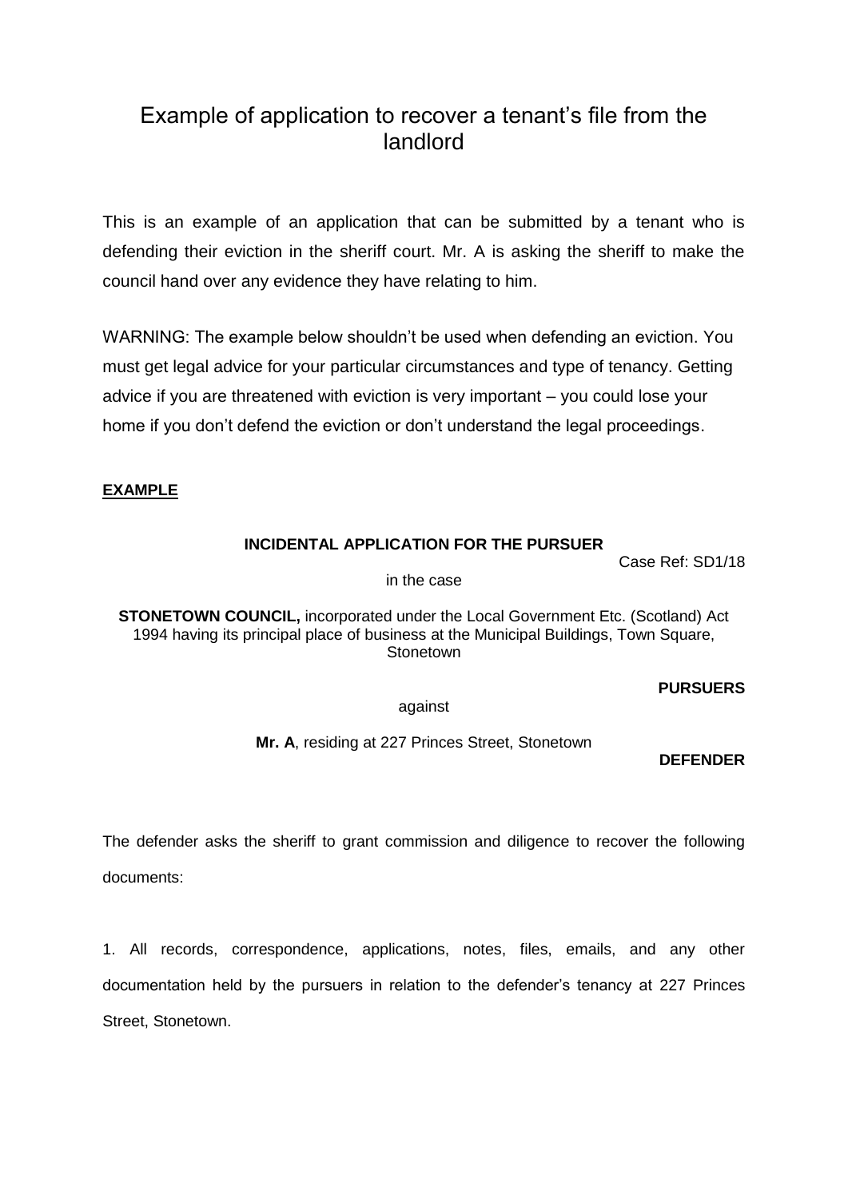# Example of application to recover a tenant's file from the landlord

This is an example of an application that can be submitted by a tenant who is defending their eviction in the sheriff court. Mr. A is asking the sheriff to make the council hand over any evidence they have relating to him.

WARNING: The example below shouldn't be used when defending an eviction. You must get legal advice for your particular circumstances and type of tenancy. Getting advice if you are threatened with eviction is very important – you could lose your home if you don't defend the eviction or don't understand the legal proceedings.

**EXAMPLE**

**INCIDENTAL APPLICATION FOR THE PURSUER**

Case Ref: SD1/18

in the case

**STONETOWN COUNCIL,** incorporated under the Local Government Etc. (Scotland) Act 1994 having its principal place of business at the Municipal Buildings, Town Square, Stonetown

**PURSUERS**

against

**Mr. A**, residing at 227 Princes Street, Stonetown

**DEFENDER**

The defender asks the sheriff to grant commission and diligence to recover the following documents:

1. All records, correspondence, applications, notes, files, emails, and any other documentation held by the pursuers in relation to the defender's tenancy at 227 Princes Street, Stonetown.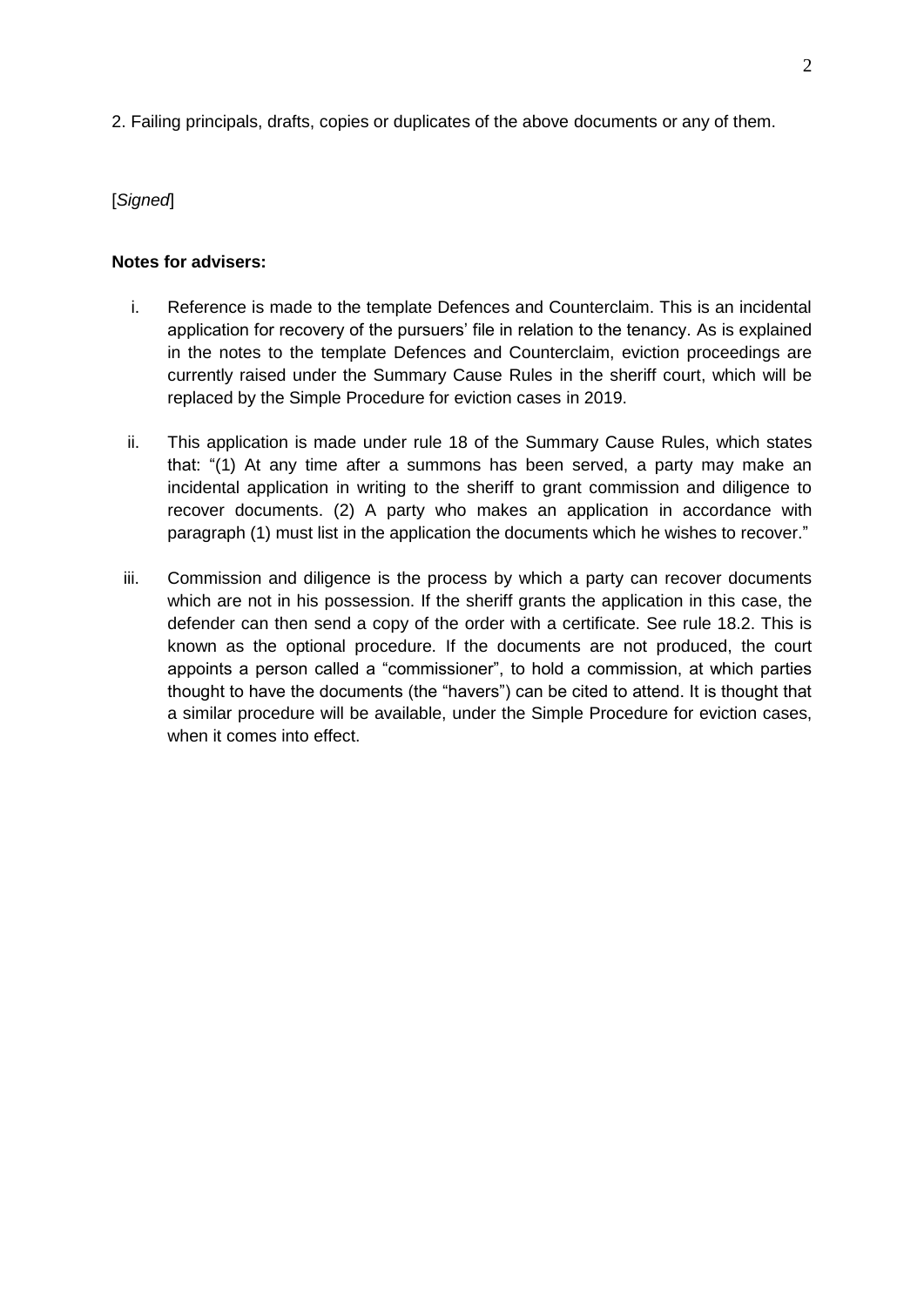2. Failing principals, drafts, copies or duplicates of the above documents or any of them.

[*Signed*]

**Notes for advisers:**

i. Reference is made to the template Defences and Counterclaim. This is an incidental application for recovery of the pursuers' file in relation to the tenancy. As is explained in the notes to the template Defences and Counterclaim, eviction proceedings are currently raised under the Summary Cause Rules in the sheriff court, which will be replaced by the Simple Procedure for eviction cases in 2019.

ii. This application is made under rule 18 of the Summary Cause Rules, which states that: "(1) At any time after a summons has been served, a party may make an incidental application in writing to the sheriff to grant commission and diligence to recover documents. (2) A party who makes an application in accordance with paragraph (1) must list in the application the documents which he wishes to recover."

iii. Commission and diligence is the process by which a party can recover documents which are not in his possession. If the sheriff grants the application in this case, the defender can then send a copy of the order with a certificate. See rule 18.2. This is known as the optional procedure. If the documents are not produced, the court appoints a person called a "commissioner", to hold a commission, at which parties thought to have the documents (the "havers") can be cited to attend. It is thought that a similar procedure will be available, under the Simple Procedure for eviction cases, when it comes into effect.